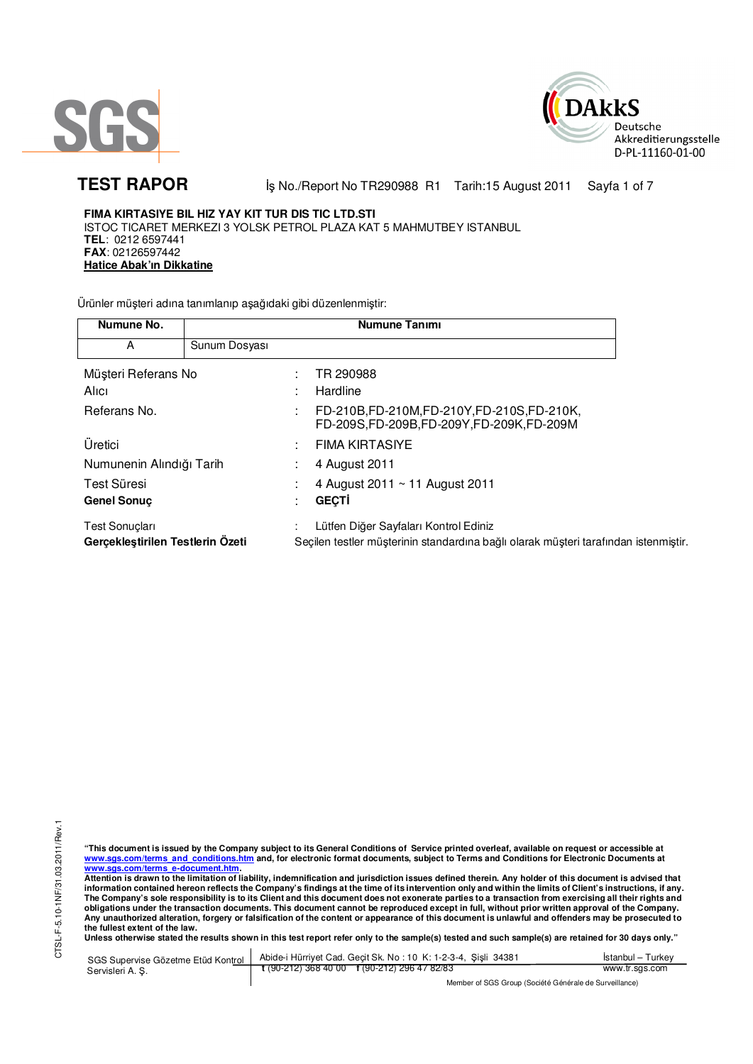SGS

DAkkS
Deutsche
Akkreditierungsstelle
D-PL-11160-01-00

# TEST RAPOR

İş No./Report No TR290988 R1 Tarih:15 August 2011 Sayfa 1 of 7

**FIMA KIRTASIYE BIL HIZ YAY KIT TUR DIS TIC LTD.STI**
ISTOC TICARET MERKEZI 3 YOLSK PETROL PLAZA KAT 5 MAHMUTBEY ISTANBUL
**TEL**: 0212 6597441
**FAX**: 02126597442
**Hatice Abak'ın Dikkatine**

Ürünler müşteri adına tanımlanıp aşağıdaki gibi düzenlenmiştir:

| Numune No. | Numune Tanımı |
|---|---|
| A | Sunum Dosyası |

| | | |
|---|---|---|
| Müşteri Referans No | : | TR 290988 |
| Alıcı | : | Hardline |
| Referans No. | : | FD-210B,FD-210M,FD-210Y,FD-210S,FD-210K, FD-209S,FD-209B,FD-209Y,FD-209K,FD-209M |
| Üretici | : | FIMA KIRTASIYE |
| Numunenin Alındığı Tarih | : | 4 August 2011 |
| Test Süresi | : | 4 August 2011 ~ 11 August 2011 |
| **Genel Sonuç** | : | **GEÇTİ** |
| Test Sonuçları | : | Lütfen Diğer Sayfaları Kontrol Ediniz |
| **Gerçekleştirilen Testlerin Özeti** | | Seçilen testler müşterinin standardına bağlı olarak müşteri tarafından istenmiştir. |

**"This document is issued by the Company subject to its General Conditions of Service printed overleaf, available on request or accessible at www.sgs.com/terms_and_conditions.htm and, for electronic format documents, subject to Terms and Conditions for Electronic Documents at www.sgs.com/terms_e-document.htm.**
**Attention is drawn to the limitation of liability, indemnification and jurisdiction issues defined therein. Any holder of this document is advised that information contained hereon reflects the Company's findings at the time of its intervention only and within the limits of Client's instructions, if any. The Company's sole responsibility is to its Client and this document does not exonerate parties to a transaction from exercising all their rights and obligations under the transaction documents. This document cannot be reproduced except in full, without prior written approval of the Company. Any unauthorized alteration, forgery or falsification of the content or appearance of this document is unlawful and offenders may be prosecuted to the fullest extent of the law.**
**Unless otherwise stated the results shown in this test report refer only to the sample(s) tested and such sample(s) are retained for 30 days only."**

CTSL-F-5.10-1NF/31.03.2011/Rev.1

SGS Supervise Gözetme Etüd Kontrol Servisleri A. Ş. | Abide-i Hürriyet Cad. Geçit Sk. No : 10 K: 1-2-3-4, Şişli 34381 | t (90-212) 368 40 00 f (90-212) 296 47 82/83 | İstanbul – Turkey | www.tr.sgs.com

Member of SGS Group (Société Générale de Surveillance)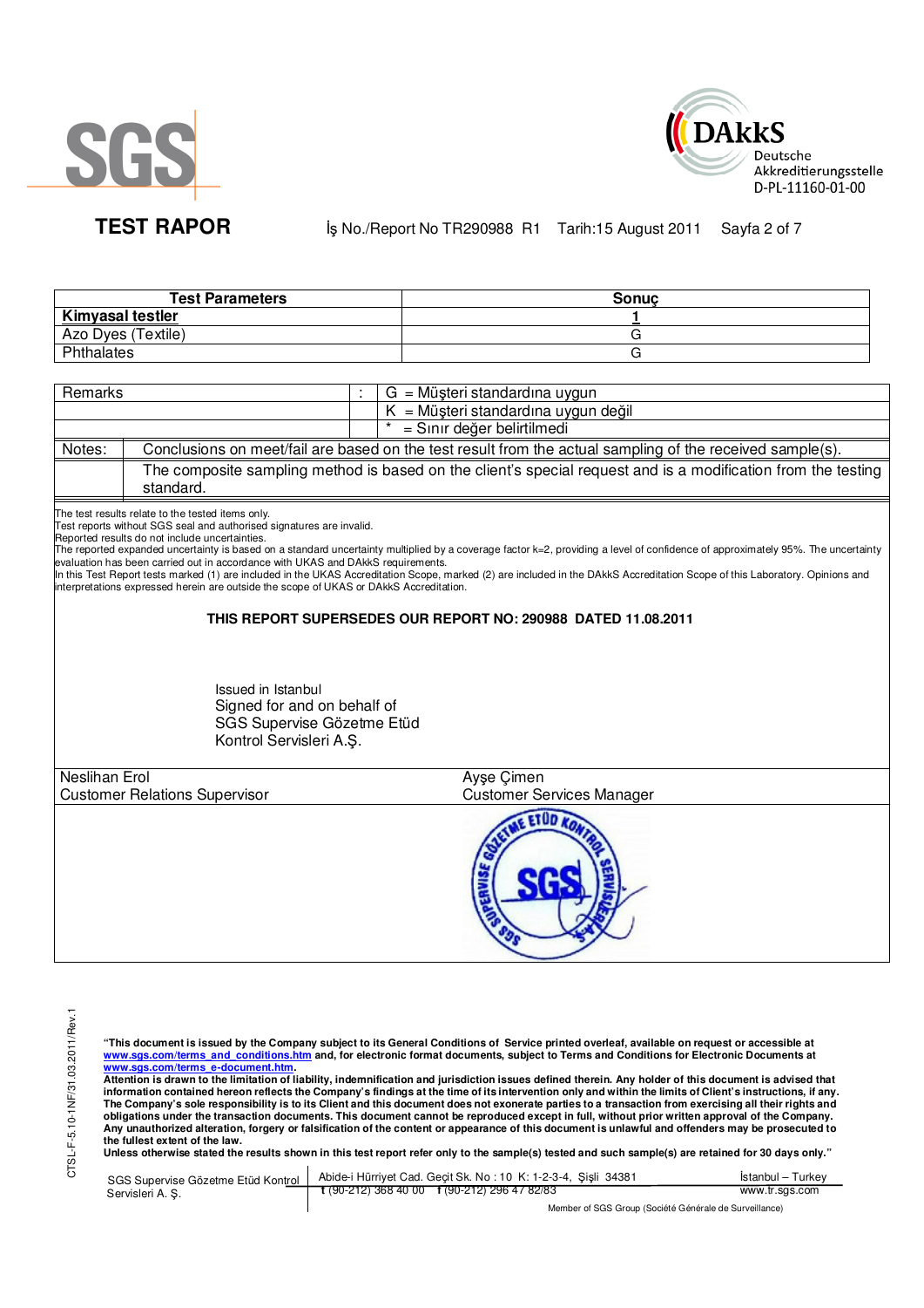# TEST RAPOR

İş No./Report No TR290988 R1    Tarih:15 August 2011

| Test Parameters | Sonuç |
|---|---|
| **Kimyasal testler** | **1** |
| Azo Dyes (Textile) | G |
| Phthalates | G |

| Remarks | : | G = Müşteri standardına uygun |
|---|---|---|
| | | K = Müşteri standardına uygun değil |
| | | * = Sınır değer belirtilmedi |

| Notes: | Conclusions on meet/fail are based on the test result from the actual sampling of the received sample(s). |
|---|---|
| | The composite sampling method is based on the client's special request and is a modification from the testing standard. |

The test results relate to the tested items only.
Test reports without SGS seal and authorised signatures are invalid.
Reported results do not include uncertainties.
The reported expanded uncertainty is based on a standard uncertainty multiplied by a coverage factor k=2, providing a level of confidence of approximately 95%. The uncertainty evaluation has been carried out in accordance with UKAS and DAkkS requirements.
In this Test Report tests marked (1) are included in the UKAS Accreditation Scope, marked (2) are included in the DAkkS Accreditation Scope of this Laboratory. Opinions and interpretations expressed herein are outside the scope of UKAS or DAkkS Accreditation.

**THIS REPORT SUPERSEDES OUR REPORT NO: 290988 DATED 11.08.2011**

Issued in Istanbul
Signed for and on behalf of
SGS Supervise Gözetme Etüd
Kontrol Servisleri A.Ş.

| Neslihan Erol | Ayşe Çimen |
|---|---|
| Customer Relations Supervisor | Customer Services Manager |

CTSL-F-5.10-1NF/31.03.2011/Rev.1

**"This document is issued by the Company subject to its General Conditions of Service printed overleaf, available on request or accessible at www.sgs.com/terms_and_conditions.htm and, for electronic format documents, subject to Terms and Conditions for Electronic Documents at www.sgs.com/terms_e-document.htm.**
**Attention is drawn to the limitation of liability, indemnification and jurisdiction issues defined therein. Any holder of this document is advised that information contained hereon reflects the Company's findings at the time of its intervention only and within the limits of Client's instructions, if any. The Company's sole responsibility is to its Client and this document does not exonerate parties to a transaction from exercising all their rights and obligations under the transaction documents. This document cannot be reproduced except in full, without prior written approval of the Company. Any unauthorized alteration, forgery or falsification of the content or appearance of this document is unlawful and offenders may be prosecuted to the fullest extent of the law.**
**Unless otherwise stated the results shown in this test report refer only to the sample(s) tested and such sample(s) are retained for 30 days only."**

SGS Supervise Gözetme Etüd Kontrol Servisleri A. Ş. | Abide-i Hürriyet Cad. Geçit Sk. No : 10 K: 1-2-3-4, Şişli 34381 | t (90-212) 368 40 00 f (90-212) 296 47 82/83 | İstanbul – Turkey | www.tr.sgs.com

Member of SGS Group (Société Générale de Surveillance)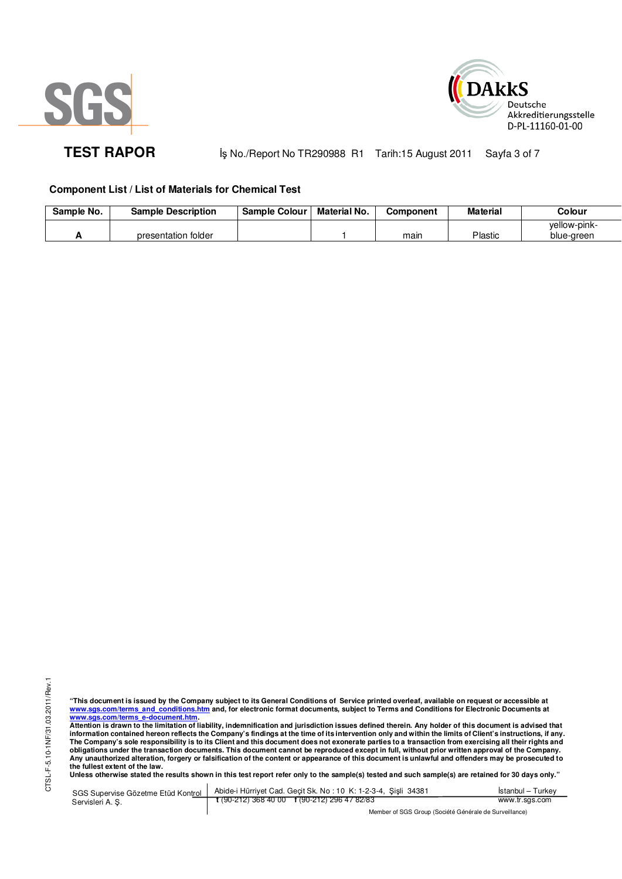**TEST RAPOR** İş No./Report No TR290988 R1 Tarih:15 August 2011

### Component List / List of Materials for Chemical Test

| Sample No. | Sample Description | Sample Colour | Material No. | Component | Material | Colour |
|---|---|---|---|---|---|---|
| A | presentation folder | | 1 | main | Plastic | yellow-pink-blue-green |

CTSL-F-5.10-1NF/31.03.2011/Rev.1

**"This document is issued by the Company subject to its General Conditions of Service printed overleaf, available on request or accessible at www.sgs.com/terms_and_conditions.htm and, for electronic format documents, subject to Terms and Conditions for Electronic Documents at www.sgs.com/terms_e-document.htm.**
**Attention is drawn to the limitation of liability, indemnification and jurisdiction issues defined therein. Any holder of this document is advised that information contained hereon reflects the Company's findings at the time of its intervention only and within the limits of Client's instructions, if any. The Company's sole responsibility is to its Client and this document does not exonerate parties to a transaction from exercising all their rights and obligations under the transaction documents. This document cannot be reproduced except in full, without prior written approval of the Company. Any unauthorized alteration, forgery or falsification of the content or appearance of this document is unlawful and offenders may be prosecuted to the fullest extent of the law.**
**Unless otherwise stated the results shown in this test report refer only to the sample(s) tested and such sample(s) are retained for 30 days only."**

SGS Supervise Gözetme Etüd Kontrol Servisleri A. Ş. | Abide-i Hürriyet Cad. Geçit Sk. No : 10 K: 1-2-3-4, Şişli 34381 | İstanbul – Turkey
t (90-212) 368 40 00 f (90-212) 296 47 82/83 | www.tr.sgs.com

Member of SGS Group (Société Générale de Surveillance)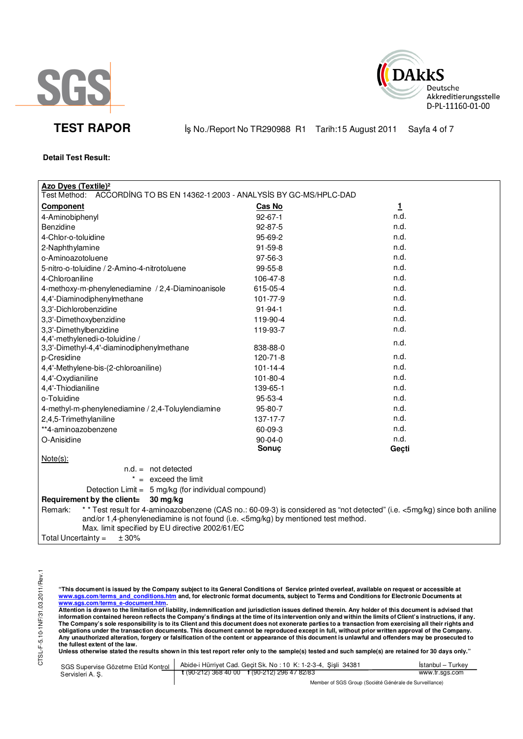**TEST RAPOR** İş No./Report No TR290988 R1 Tarih:15 August 2011

**Detail Test Result:**

**Azo Dyes (Textile)²**

Test Method: ACCORDİNG TO BS EN 14362-1:2003 - ANALYSİS BY GC-MS/HPLC-DAD

| **Component** | **Cas No** | **1** |
|---|---|---|
| 4-Aminobiphenyl | 92-67-1 | n.d. |
| Benzidine | 92-87-5 | n.d. |
| 4-Chlor-o-toluidine | 95-69-2 | n.d. |
| 2-Naphthylamine | 91-59-8 | n.d. |
| o-Aminoazotoluene | 97-56-3 | n.d. |
| 5-nitro-o-toluidine / 2-Amino-4-nitrotoluene | 99-55-8 | n.d. |
| 4-Chloroaniline | 106-47-8 | n.d. |
| 4-methoxy-m-phenylenediamine / 2,4-Diaminoanisole | 615-05-4 | n.d. |
| 4,4'-Diaminodiphenylmethane | 101-77-9 | n.d. |
| 3,3'-Dichlorobenzidine | 91-94-1 | n.d. |
| 3,3'-Dimethoxybenzidine | 119-90-4 | n.d. |
| 3,3'-Dimethylbenzidine | 119-93-7 | n.d. |
| 4,4'-methylenedi-o-toluidine / 3,3'-Dimethyl-4,4'-diaminodiphenylmethane | 838-88-0 | n.d. |
| p-Cresidine | 120-71-8 | n.d. |
| 4,4'-Methylene-bis-(2-chloroaniline) | 101-14-4 | n.d. |
| 4,4'-Oxydianiline | 101-80-4 | n.d. |
| 4,4'-Thiodianiline | 139-65-1 | n.d. |
| o-Toluidine | 95-53-4 | n.d. |
| 4-methyl-m-phenylenediamine / 2,4-Toluylendiamine | 95-80-7 | n.d. |
| 2,4,5-Trimethylaniline | 137-17-7 | n.d. |
| **4-aminoazobenzene | 60-09-3 | n.d. |
| O-Anisidine | 90-04-0 | n.d. |
| | **Sonuç** | **Geçti** |

Note(s):

n.d. = not detected

\* = exceed the limit

Detection Limit = 5 mg/kg (for individual compound)

**Requirement by the client= 30 mg/kg**

Remark: \* \* Test result for 4-aminoazobenzene (CAS no.: 60-09-3) is considered as "not detected" (i.e. <5mg/kg) since both aniline and/or 1,4-phenylenediamine is not found (i.e. <5mg/kg) by mentioned test method.
Max. limit specified by EU directive 2002/61/EC

Total Uncertainty = ± 30%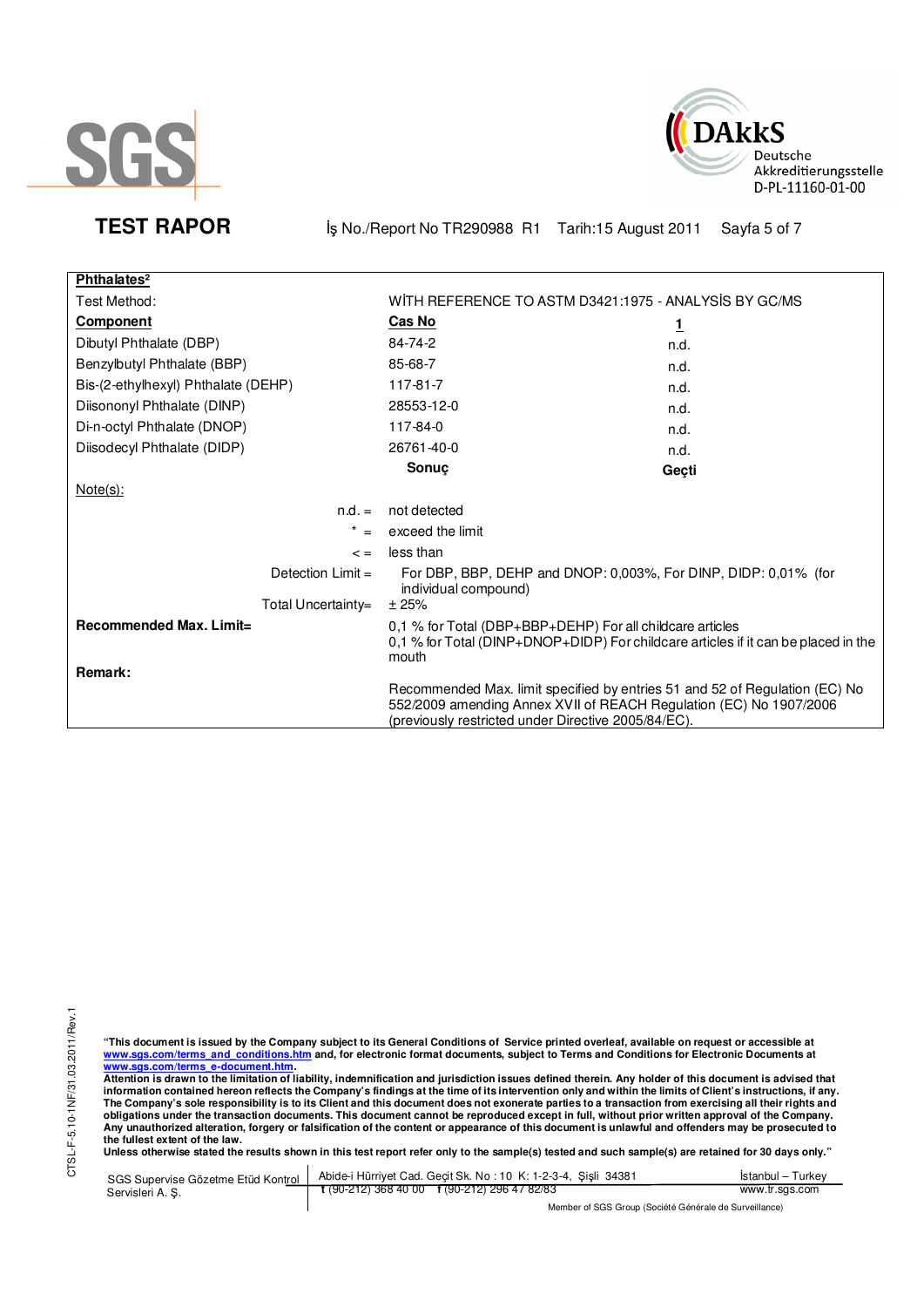**SGS**

**DAkkS** Deutsche Akkreditierungsstelle D-PL-11160-01-00

## TEST RAPOR

İş No./Report No TR290988 R1 Tarih:15 August 2011

| **Phthalates²** | | |
|---|---|---|
| Test Method: | WİTH REFERENCE TO ASTM D3421:1975 - ANALYSİS BY GC/MS | |
| **Component** | **Cas No** | **1** |
| Dibutyl Phthalate (DBP) | 84-74-2 | n.d. |
| Benzylbutyl Phthalate (BBP) | 85-68-7 | n.d. |
| Bis-(2-ethylhexyl) Phthalate (DEHP) | 117-81-7 | n.d. |
| Diisononyl Phthalate (DINP) | 28553-12-0 | n.d. |
| Di-n-octyl Phthalate (DNOP) | 117-84-0 | n.d. |
| Diisodecyl Phthalate (DIDP) | 26761-40-0 | n.d. |
| | **Sonuç** | **Geçti** |

Note(s):

- n.d. = not detected
- * = exceed the limit
- < = less than
- Detection Limit = For DBP, BBP, DEHP and DNOP: 0,003%, For DINP, DIDP: 0,01% (for individual compound)
- Total Uncertainty= ± 25%

**Recommended Max. Limit=** 0,1 % for Total (DBP+BBP+DEHP) For all childcare articles
0,1 % for Total (DINP+DNOP+DIDP) For childcare articles if it can be placed in the mouth

**Remark:**

Recommended Max. limit specified by entries 51 and 52 of Regulation (EC) No 552/2009 amending Annex XVII of REACH Regulation (EC) No 1907/2006 (previously restricted under Directive 2005/84/EC).

CTSL-F-5.10-1NF/31.03.2011/Rev.1

**"This document is issued by the Company subject to its General Conditions of Service printed overleaf, available on request or accessible at www.sgs.com/terms_and_conditions.htm and, for electronic format documents, subject to Terms and Conditions for Electronic Documents at www.sgs.com/terms_e-document.htm.**
**Attention is drawn to the limitation of liability, indemnification and jurisdiction issues defined therein. Any holder of this document is advised that information contained hereon reflects the Company's findings at the time of its intervention only and within the limits of Client's instructions, if any. The Company's sole responsibility is to its Client and this document does not exonerate parties to a transaction from exercising all their rights and obligations under the transaction documents. This document cannot be reproduced except in full, without prior written approval of the Company. Any unauthorized alteration, forgery or falsification of the content or appearance of this document is unlawful and offenders may be prosecuted to the fullest extent of the law.**
**Unless otherwise stated the results shown in this test report refer only to the sample(s) tested and such sample(s) are retained for 30 days only."**

SGS Supervise Gözetme Etüd Kontrol Servisleri A. Ş. | Abide-i Hürriyet Cad. Geçit Sk. No : 10 K: 1-2-3-4, Şişli 34381 t (90-212) 368 40 00 f (90-212) 296 47 82/83 | İstanbul – Turkey www.tr.sgs.com

Member of SGS Group (Société Générale de Surveillance)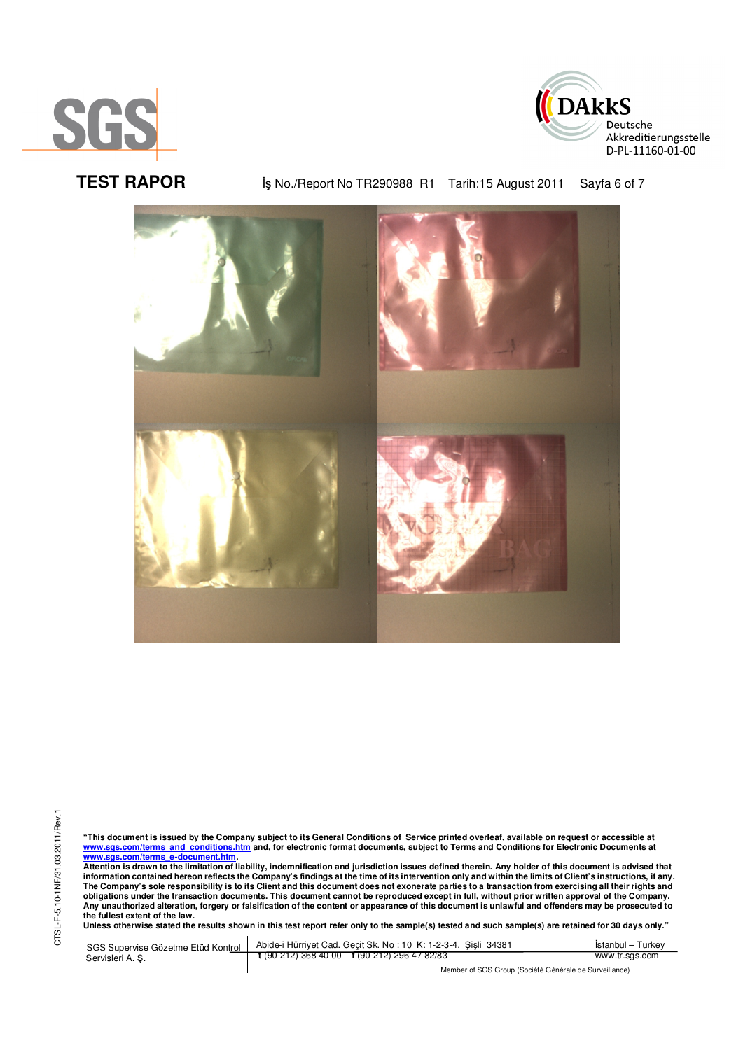**TEST RAPOR**

İş No./Report No TR290988 R1 Tarih:15 August 2011

**"This document is issued by the Company subject to its General Conditions of Service printed overleaf, available on request or accessible at www.sgs.com/terms_and_conditions.htm and, for electronic format documents, subject to Terms and Conditions for Electronic Documents at www.sgs.com/terms_e-document.htm.**
**Attention is drawn to the limitation of liability, indemnification and jurisdiction issues defined therein. Any holder of this document is advised that information contained hereon reflects the Company's findings at the time of its intervention only and within the limits of Client's instructions, if any. The Company's sole responsibility is to its Client and this document does not exonerate parties to a transaction from exercising all their rights and obligations under the transaction documents. This document cannot be reproduced except in full, without prior written approval of the Company. Any unauthorized alteration, forgery or falsification of the content or appearance of this document is unlawful and offenders may be prosecuted to the fullest extent of the law.**
**Unless otherwise stated the results shown in this test report refer only to the sample(s) tested and such sample(s) are retained for 30 days only."**

SGS Supervise Gözetme Etüd Kontrol Servisleri A. Ş. | Abide-i Hürriyet Cad. Geçit Sk. No : 10 K: 1-2-3-4, Şişli 34381 | İstanbul – Turkey
t (90-212) 368 40 00 f (90-212) 296 47 82/83 | www.tr.sgs.com

Member of SGS Group (Société Générale de Surveillance)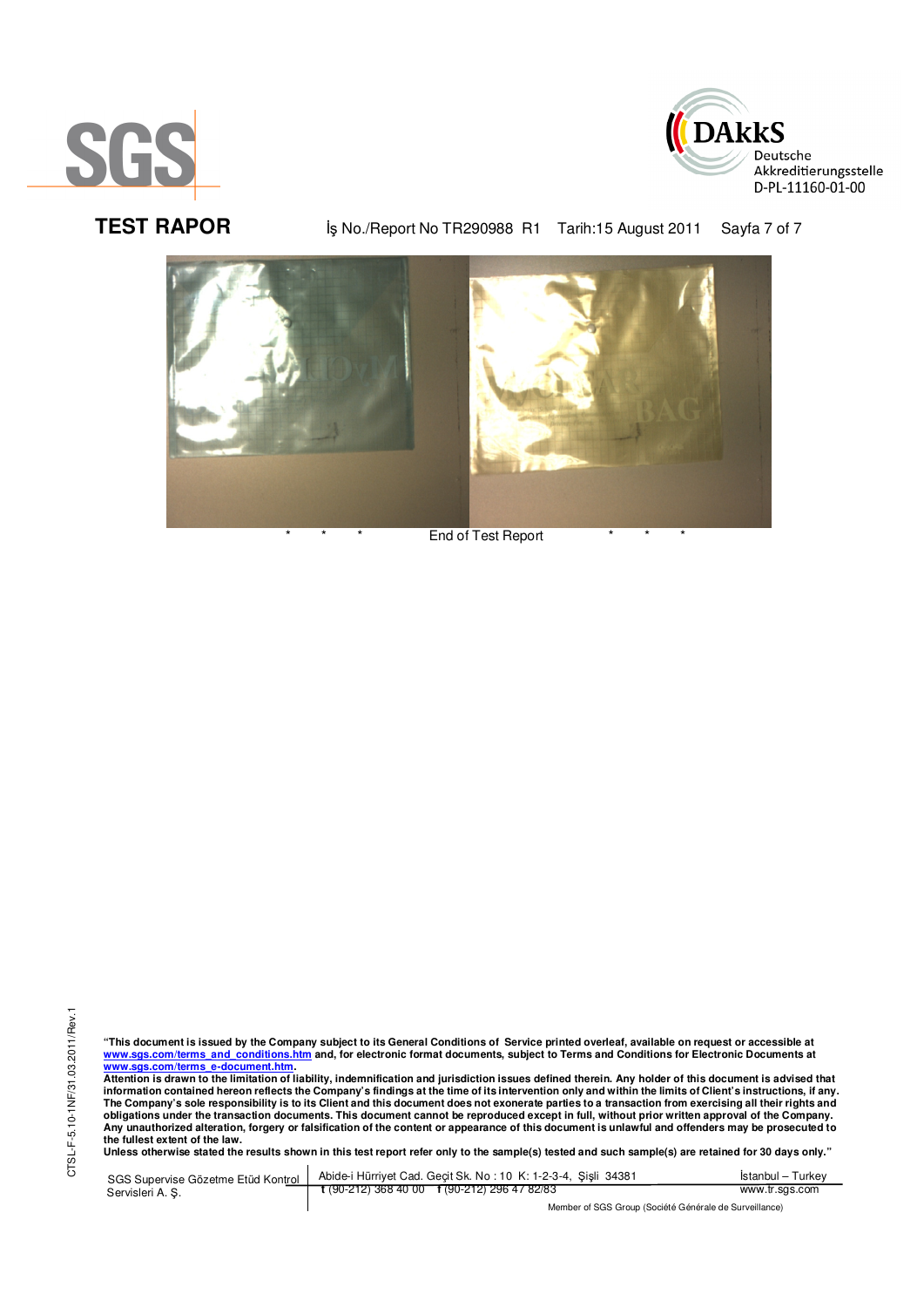* * * End of Test Report * * *

"This document is issued by the Company subject to its General Conditions of Service printed overleaf, available on request or accessible at www.sgs.com/terms_and_conditions.htm and, for electronic format documents, subject to Terms and Conditions for Electronic Documents at www.sgs.com/terms_e-document.htm.
Attention is drawn to the limitation of liability, indemnification and jurisdiction issues defined therein. Any holder of this document is advised that information contained hereon reflects the Company's findings at the time of its intervention only and within the limits of Client's instructions, if any. The Company's sole responsibility is to its Client and this document does not exonerate parties to a transaction from exercising all their rights and obligations under the transaction documents. This document cannot be reproduced except in full, without prior written approval of the Company. Any unauthorized alteration, forgery or falsification of the content or appearance of this document is unlawful and offenders may be prosecuted to the fullest extent of the law.
Unless otherwise stated the results shown in this test report refer only to the sample(s) tested and such sample(s) are retained for 30 days only."